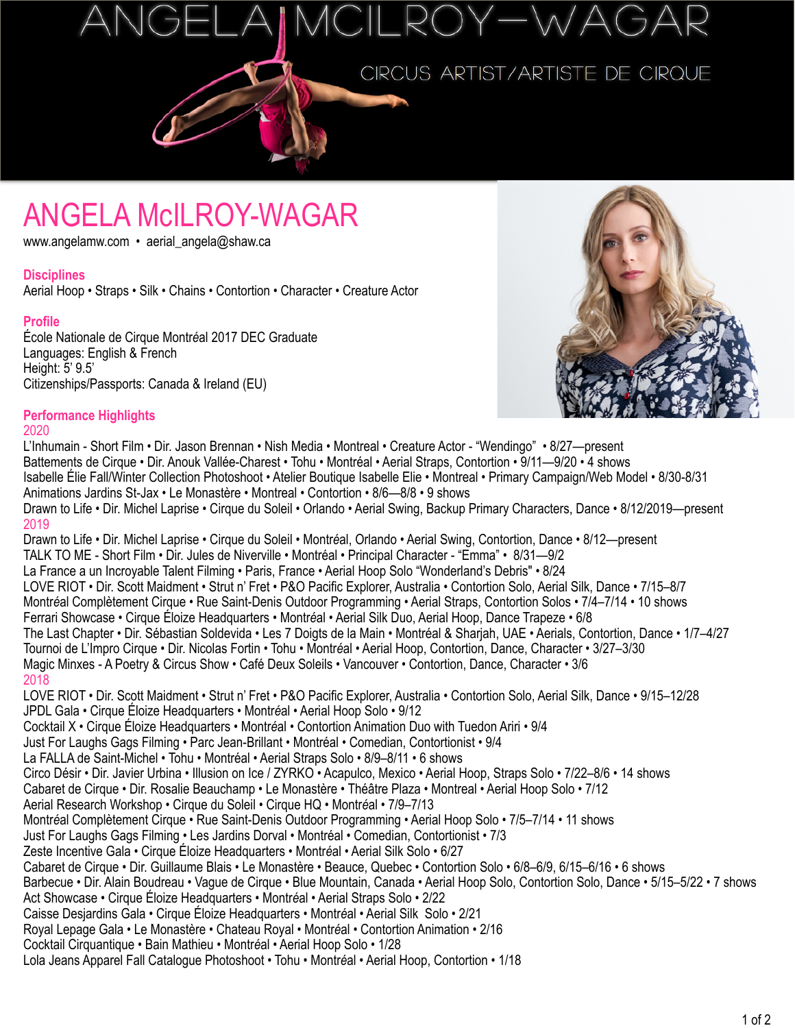# ANGELA MCILROY–WAGAR

CIRCUS ARTIST/ARTISTE DE CIRQUE

## ANGELA McILROY-WAGAR

www.angelamw.com • aerial_angela@shaw.ca

### Disciplines

Aerial Hoop • Straps • Silk • Chains • Contortion • Character • Creature Actor

### Profile

École Nationale de Cirque Montréal 2017 DEC Graduate
Languages: English & French
Height: 5' 9.5'
Citizenships/Passports: Canada & Ireland (EU)

### Performance Highlights

#### 2020

L'Inhumain - Short Film • Dir. Jason Brennan • Nish Media • Montreal • Creature Actor - "Wendingo" • 8/27—present
Battements de Cirque • Dir. Anouk Vallée-Charest • Tohu • Montréal • Aerial Straps, Contortion • 9/11—9/20 • 4 shows
Isabelle Élie Fall/Winter Collection Photoshoot • Atelier Boutique Isabelle Elie • Montreal • Primary Campaign/Web Model • 8/30-8/31
Animations Jardins St-Jax • Le Monastère • Montreal • Contortion • 8/6—8/8 • 9 shows
Drawn to Life • Dir. Michel Laprise • Cirque du Soleil • Orlando • Aerial Swing, Backup Primary Characters, Dance • 8/12/2019—present

#### 2019

Drawn to Life • Dir. Michel Laprise • Cirque du Soleil • Montréal, Orlando • Aerial Swing, Contortion, Dance • 8/12—present
TALK TO ME - Short Film • Dir. Jules de Niverville • Montréal • Principal Character - "Emma" • 8/31—9/2
La France a un Incroyable Talent Filming • Paris, France • Aerial Hoop Solo "Wonderland's Debris" • 8/24
LOVE RIOT • Dir. Scott Maidment • Strut n' Fret • P&O Pacific Explorer, Australia • Contortion Solo, Aerial Silk, Dance • 7/15–8/7
Montréal Complètement Cirque • Rue Saint-Denis Outdoor Programming • Aerial Straps, Contortion Solos • 7/4–7/14 • 10 shows
Ferrari Showcase • Cirque Éloize Headquarters • Montréal • Aerial Silk Duo, Aerial Hoop, Dance Trapeze • 6/8
The Last Chapter • Dir. Sébastian Soldevida • Les 7 Doigts de la Main • Montréal & Sharjah, UAE • Aerials, Contortion, Dance • 1/7–4/27
Tournoi de L'Impro Cirque • Dir. Nicolas Fortin • Tohu • Montréal • Aerial Hoop, Contortion, Dance, Character • 3/27–3/30
Magic Minxes - A Poetry & Circus Show • Café Deux Soleils • Vancouver • Contortion, Dance, Character • 3/6

#### 2018

LOVE RIOT • Dir. Scott Maidment • Strut n' Fret • P&O Pacific Explorer, Australia • Contortion Solo, Aerial Silk, Dance • 9/15–12/28
JPDL Gala • Cirque Éloize Headquarters • Montréal • Aerial Hoop Solo • 9/12
Cocktail X • Cirque Éloize Headquarters • Montréal • Contortion Animation Duo with Tuedon Ariri • 9/4
Just For Laughs Gags Filming • Parc Jean-Brillant • Montréal • Comedian, Contortionist • 9/4
La FALLA de Saint-Michel • Tohu • Montréal • Aerial Straps Solo • 8/9–8/11 • 6 shows
Circo Désir • Dir. Javier Urbina • Illusion on Ice / ZYRKO • Acapulco, Mexico • Aerial Hoop, Straps Solo • 7/22–8/6 • 14 shows
Cabaret de Cirque • Dir. Rosalie Beauchamp • Le Monastère • Théâtre Plaza • Montréal • Aerial Hoop Solo • 7/12
Aerial Research Workshop • Cirque du Soleil • Cirque HQ • Montréal • 7/9–7/13
Montréal Complètement Cirque • Rue Saint-Denis Outdoor Programming • Aerial Hoop Solo • 7/5–7/14 • 11 shows
Just For Laughs Gags Filming • Les Jardins Dorval • Montréal • Comedian, Contortionist • 7/3
Zeste Incentive Gala • Cirque Éloize Headquarters • Montréal • Aerial Silk Solo • 6/27
Cabaret de Cirque • Dir. Guillaume Blais • Le Monastère • Beauce, Quebec • Contortion Solo • 6/8–6/9, 6/15–6/16 • 6 shows
Barbecue • Dir. Alain Boudreau • Vague de Cirque • Blue Mountain, Canada • Aerial Hoop Solo, Contortion Solo, Dance • 5/15–5/22 • 7 shows
Act Showcase • Cirque Éloize Headquarters • Montréal • Aerial Straps Solo • 2/22
Caisse Desjardins Gala • Cirque Éloize Headquarters • Montréal • Aerial Silk Solo • 2/21
Royal Lepage Gala • Le Monastère • Chateau Royal • Montréal • Contortion Animation • 2/16
Cocktail Cirquantique • Bain Mathieu • Montréal • Aerial Hoop Solo • 1/28
Lola Jeans Apparel Fall Catalogue Photoshoot • Tohu • Montréal • Aerial Hoop, Contortion • 1/18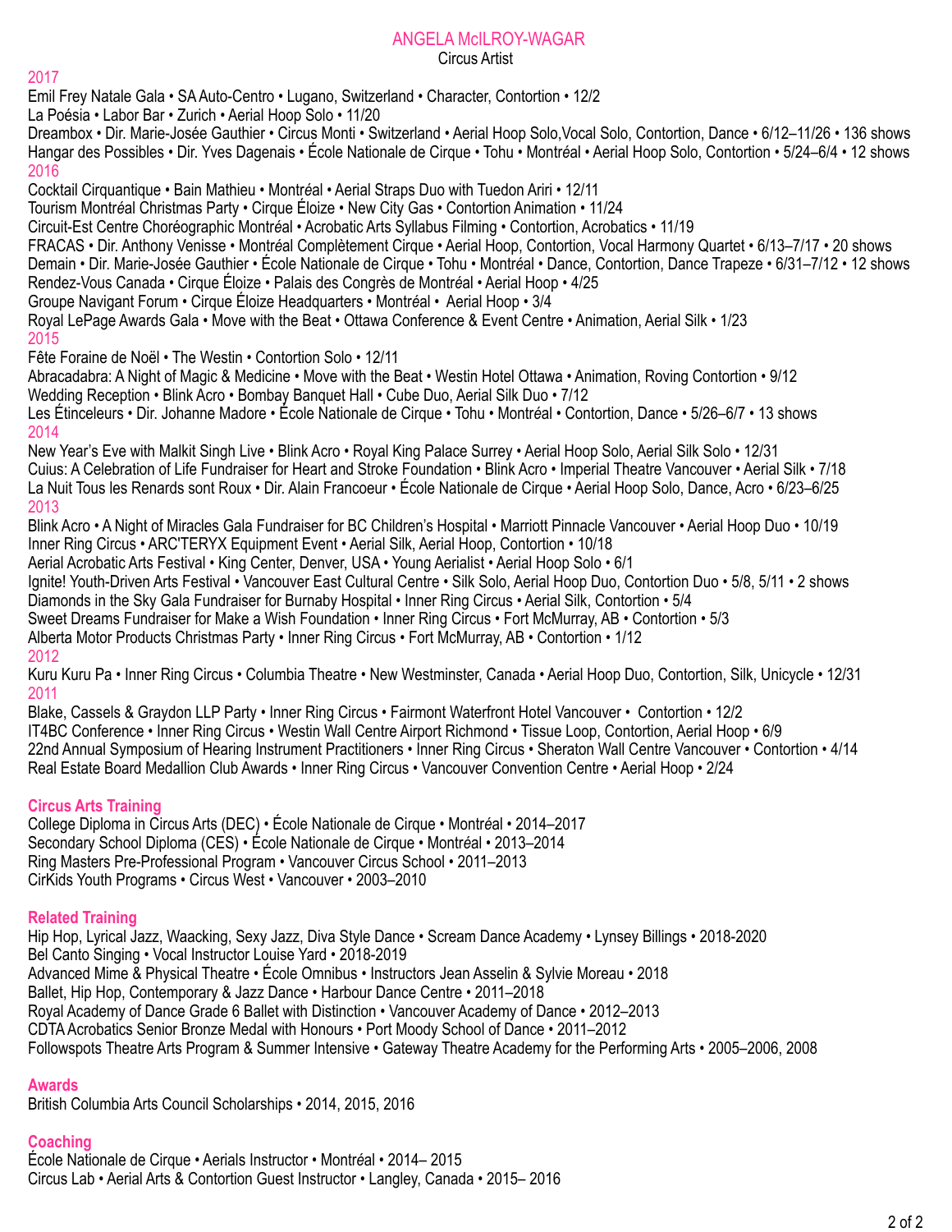# ANGELA McILROY-WAGAR

Circus Artist

## 2017

Emil Frey Natale Gala • SA Auto-Centro • Lugano, Switzerland • Character, Contortion • 12/2
La Poésia • Labor Bar • Zurich • Aerial Hoop Solo • 11/20
Dreambox • Dir. Marie-Josée Gauthier • Circus Monti • Switzerland • Aerial Hoop Solo,Vocal Solo, Contortion, Dance • 6/12–11/26 • 136 shows
Hangar des Possibles • Dir. Yves Dagenais • École Nationale de Cirque • Tohu • Montréal • Aerial Hoop Solo, Contortion • 5/24–6/4 • 12 shows

## 2016

Cocktail Cirquantique • Bain Mathieu • Montréal • Aerial Straps Duo with Tuedon Ariri • 12/11
Tourism Montréal Christmas Party • Cirque Éloize • New City Gas • Contortion Animation • 11/24
Circuit-Est Centre Chóréographic Montréal • Acrobatic Arts Syllabus Filming • Contortion, Acrobatics • 11/19
FRACAS • Dir. Anthony Venisse • Montréal Complètement Cirque • Aerial Hoop, Contortion, Vocal Harmony Quartet • 6/13–7/17 • 20 shows
Demain • Dir. Marie-Josée Gauthier • École Nationale de Cirque • Tohu • Montréal • Dance, Contortion, Dance Trapeze • 6/31–7/12 • 12 shows
Rendez-Vous Canada • Cirque Éloize • Palais des Congrès de Montréal • Aerial Hoop • 4/25
Groupe Navigant Forum • Cirque Éloize Headquarters • Montréal • Aerial Hoop • 3/4
Royal LePage Awards Gala • Move with the Beat • Ottawa Conference & Event Centre • Animation, Aerial Silk • 1/23

## 2015

Fête Foraine de Noël • The Westin • Contortion Solo • 12/11
Abracadabra: A Night of Magic & Medicine • Move with the Beat • Westin Hotel Ottawa • Animation, Roving Contortion • 9/12
Wedding Reception • Blink Acro • Bombay Banquet Hall • Cube Duo, Aerial Silk Duo • 7/12
Les Étinceleurs • Dir. Johanne Madore • École Nationale de Cirque • Tohu • Montréal • Contortion, Dance • 5/26–6/7 • 13 shows

## 2014

New Year's Eve with Malkit Singh Live • Blink Acro • Royal King Palace Surrey • Aerial Hoop Solo, Aerial Silk Solo • 12/31
Cuius: A Celebration of Life Fundraiser for Heart and Stroke Foundation • Blink Acro • Imperial Theatre Vancouver • Aerial Silk • 7/18
La Nuit Tous les Renards sont Roux • Dir. Alain Francoeur • École Nationale de Cirque • Aerial Hoop Solo, Dance, Acro • 6/23–6/25

## 2013

Blink Acro • A Night of Miracles Gala Fundraiser for BC Children's Hospital • Marriott Pinnacle Vancouver • Aerial Hoop Duo • 10/19
Inner Ring Circus • ARC'TERYX Equipment Event • Aerial Silk, Aerial Hoop, Contortion • 10/18
Aerial Acrobatic Arts Festival • King Center, Denver, USA • Young Aerialist • Aerial Hoop Solo • 6/1
Ignite! Youth-Driven Arts Festival • Vancouver East Cultural Centre • Silk Solo, Aerial Hoop Duo, Contortion Duo • 5/8, 5/11 • 2 shows
Diamonds in the Sky Gala Fundraiser for Burnaby Hospital • Inner Ring Circus • Aerial Silk, Contortion • 5/4
Sweet Dreams Fundraiser for Make a Wish Foundation • Inner Ring Circus • Fort McMurray, AB • Contortion • 5/3
Alberta Motor Products Christmas Party • Inner Ring Circus • Fort McMurray, AB • Contortion • 1/12

## 2012

Kuru Kuru Pa • Inner Ring Circus • Columbia Theatre • New Westminster, Canada • Aerial Hoop Duo, Contortion, Silk, Unicycle • 12/31

## 2011

Blake, Cassels & Graydon LLP Party • Inner Ring Circus • Fairmont Waterfront Hotel Vancouver • Contortion • 12/2
IT4BC Conference • Inner Ring Circus • Westin Wall Centre Airport Richmond • Tissue Loop, Contortion, Aerial Hoop • 6/9
22nd Annual Symposium of Hearing Instrument Practitioners • Inner Ring Circus • Sheraton Wall Centre Vancouver • Contortion • 4/14
Real Estate Board Medallion Club Awards • Inner Ring Circus • Vancouver Convention Centre • Aerial Hoop • 2/24

## Circus Arts Training

College Diploma in Circus Arts (DEC) • École Nationale de Cirque • Montréal • 2014–2017
Secondary School Diploma (CES) • École Nationale de Cirque • Montréal • 2013–2014
Ring Masters Pre-Professional Program • Vancouver Circus School • 2011–2013
CirKids Youth Programs • Circus West • Vancouver • 2003–2010

## Related Training

Hip Hop, Lyrical Jazz, Waacking, Sexy Jazz, Diva Style Dance • Scream Dance Academy • Lynsey Billings • 2018-2020
Bel Canto Singing • Vocal Instructor Louise Yard • 2018-2019
Advanced Mime & Physical Theatre • École Omnibus • Instructors Jean Asselin & Sylvie Moreau • 2018
Ballet, Hip Hop, Contemporary & Jazz Dance • Harbour Dance Centre • 2011–2018
Royal Academy of Dance Grade 6 Ballet with Distinction • Vancouver Academy of Dance • 2012–2013
CDTA Acrobatics Senior Bronze Medal with Honours • Port Moody School of Dance • 2011–2012
Followspots Theatre Arts Program & Summer Intensive • Gateway Theatre Academy for the Performing Arts • 2005–2006, 2008

## Awards

British Columbia Arts Council Scholarships • 2014, 2015, 2016

## Coaching

École Nationale de Cirque • Aerials Instructor • Montréal • 2014– 2015
Circus Lab • Aerial Arts & Contortion Guest Instructor • Langley, Canada • 2015– 2016